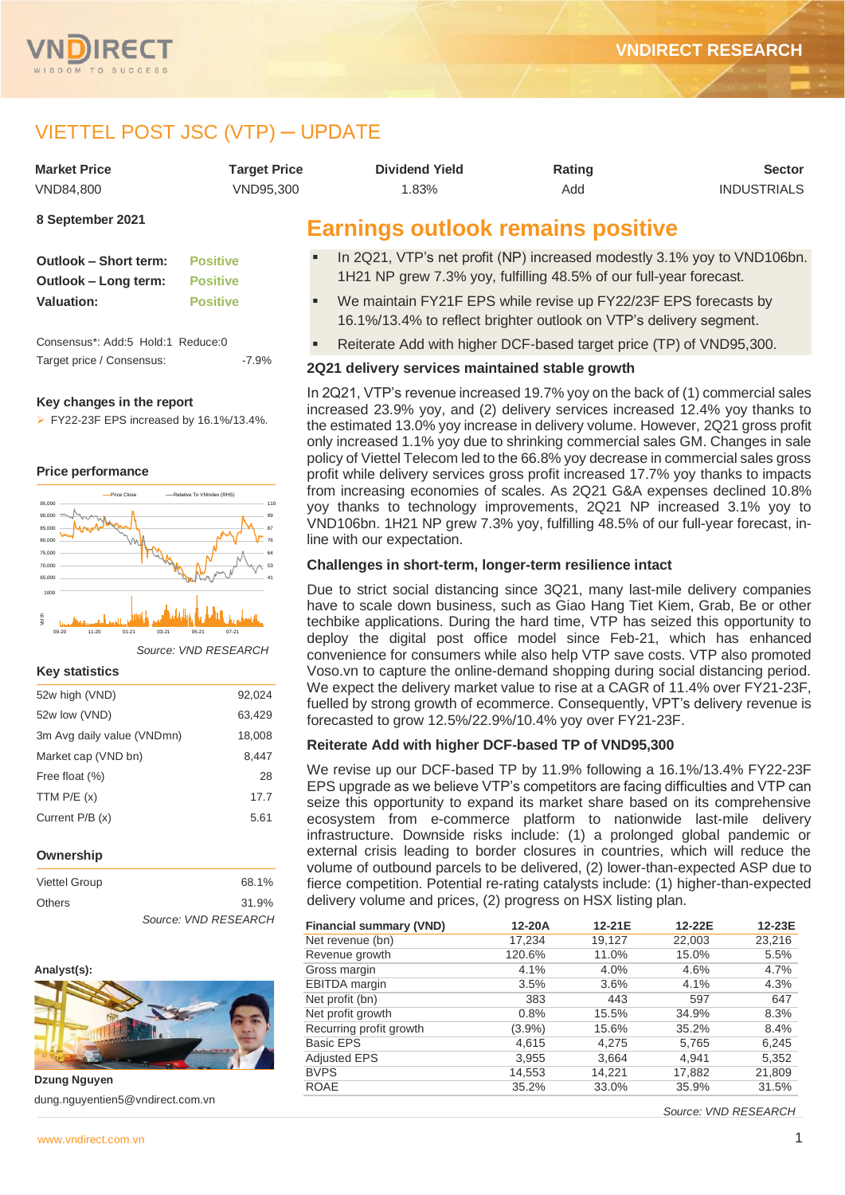# VIETTEL POST JSC (VTP) ─ UPDATE

| Market Price | Target Price | Dividend Yield | Rating | Sector |
|---|---|---|---|---|
| VND84,800 | VND95,300 | 1.83% | Add | INDUSTRIALS |

**8 September 2021**

| | |
|---|---|
| **Outlook – Short term:** | Positive |
| **Outlook – Long term:** | Positive |
| **Valuation:** | Positive |

Consensus*: Add:5 Hold:1 Reduce:0

Target price / Consensus: -7.9%

**Key changes in the report**

- FY22-23F EPS increased by 16.1%/13.4%.

**Price performance**

*Source: VND RESEARCH*

**Key statistics**

| | |
|---|---|
| 52w high (VND) | 92,024 |
| 52w low (VND) | 63,429 |
| 3m Avg daily value (VNDmn) | 18,008 |
| Market cap (VND bn) | 8,447 |
| Free float (%) | 28 |
| TTM P/E (x) | 17.7 |
| Current P/B (x) | 5.61 |

**Ownership**

| | |
|---|---|
| Viettel Group | 68.1% |
| Others | 31.9% |

*Source: VND RESEARCH*

**Analyst(s):**

**Dzung Nguyen**

dung.nguyentien5@vndirect.com.vn

## Earnings outlook remains positive

- In 2Q21, VTP's net profit (NP) increased modestly 3.1% yoy to VND106bn. 1H21 NP grew 7.3% yoy, fulfilling 48.5% of our full-year forecast.
- We maintain FY21F EPS while revise up FY22/23F EPS forecasts by 16.1%/13.4% to reflect brighter outlook on VTP's delivery segment.
- Reiterate Add with higher DCF-based target price (TP) of VND95,300.

### 2Q21 delivery services maintained stable growth

In 2Q21, VTP's revenue increased 19.7% yoy on the back of (1) commercial sales increased 23.9% yoy, and (2) delivery services increased 12.4% yoy thanks to the estimated 13.0% yoy increase in delivery volume. However, 2Q21 gross profit only increased 1.1% yoy due to shrinking commercial sales GM. Changes in sale policy of Viettel Telecom led to the 66.8% yoy decrease in commercial sales gross profit while delivery services gross profit increased 17.7% yoy thanks to impacts from increasing economies of scales. As 2Q21 G&A expenses declined 10.8% yoy thanks to technology improvements, 2Q21 NP increased 3.1% yoy to VND106bn. 1H21 NP grew 7.3% yoy, fulfilling 48.5% of our full-year forecast, in-line with our expectation.

### Challenges in short-term, longer-term resilience intact

Due to strict social distancing since 3Q21, many last-mile delivery companies have to scale down business, such as Giao Hang Tiet Kiem, Grab, Be or other techbike applications. During the hard time, VTP has seized this opportunity to deploy the digital post office model since Feb-21, which has enhanced convenience for consumers while also help VTP save costs. VTP also promoted Voso.vn to capture the online-demand shopping during social distancing period. We expect the delivery market value to rise at a CAGR of 11.4% over FY21-23F, fuelled by strong growth of ecommerce. Consequently, VPT's delivery revenue is forecasted to grow 12.5%/22.9%/10.4% yoy over FY21-23F.

### Reiterate Add with higher DCF-based TP of VND95,300

We revise up our DCF-based TP by 11.9% following a 16.1%/13.4% FY22-23F EPS upgrade as we believe VTP's competitors are facing difficulties and VTP can seize this opportunity to expand its market share based on its comprehensive ecosystem from e-commerce platform to nationwide last-mile delivery infrastructure. Downside risks include: (1) a prolonged global pandemic or external crisis leading to border closures in countries, which will reduce the volume of outbound parcels to be delivered, (2) lower-than-expected ASP due to fierce competition. Potential re-rating catalysts include: (1) higher-than-expected delivery volume and prices, (2) progress on HSX listing plan.

| Financial summary (VND) | 12-20A | 12-21E | 12-22E | 12-23E |
|---|---|---|---|---|
| Net revenue (bn) | 17,234 | 19,127 | 22,003 | 23,216 |
| Revenue growth | 120.6% | 11.0% | 15.0% | 5.5% |
| Gross margin | 4.1% | 4.0% | 4.6% | 4.7% |
| EBITDA margin | 3.5% | 3.6% | 4.1% | 4.3% |
| Net profit (bn) | 383 | 443 | 597 | 647 |
| Net profit growth | 0.8% | 15.5% | 34.9% | 8.3% |
| Recurring profit growth | (3.9%) | 15.6% | 35.2% | 8.4% |
| Basic EPS | 4,615 | 4,275 | 5,765 | 6,245 |
| Adjusted EPS | 3,955 | 3,664 | 4,941 | 5,352 |
| BVPS | 14,553 | 14,221 | 17,882 | 21,809 |
| ROAE | 35.2% | 33.0% | 35.9% | 31.5% |

*Source: VND RESEARCH*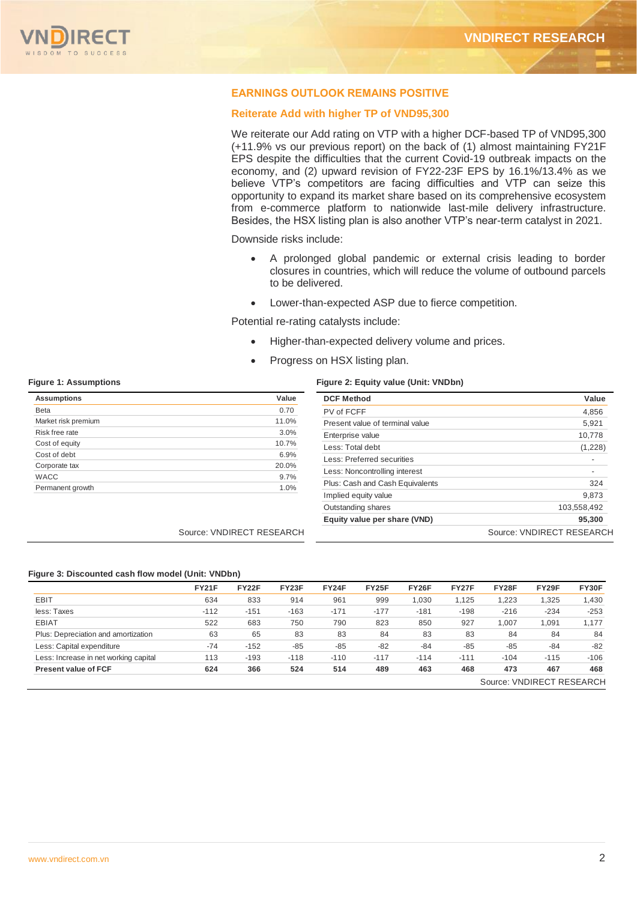## EARNINGS OUTLOOK REMAINS POSITIVE

### Reiterate Add with higher TP of VND95,300

We reiterate our Add rating on VTP with a higher DCF-based TP of VND95,300 (+11.9% vs our previous report) on the back of (1) almost maintaining FY21F EPS despite the difficulties that the current Covid-19 outbreak impacts on the economy, and (2) upward revision of FY22-23F EPS by 16.1%/13.4% as we believe VTP's competitors are facing difficulties and VTP can seize this opportunity to expand its market share based on its comprehensive ecosystem from e-commerce platform to nationwide last-mile delivery infrastructure. Besides, the HSX listing plan is also another VTP's near-term catalyst in 2021.

Downside risks include:

- A prolonged global pandemic or external crisis leading to border closures in countries, which will reduce the volume of outbound parcels to be delivered.
- Lower-than-expected ASP due to fierce competition.

Potential re-rating catalysts include:

- Higher-than-expected delivery volume and prices.
- Progress on HSX listing plan.

**Figure 1: Assumptions**

| Assumptions | Value |
|---|---|
| Beta | 0.70 |
| Market risk premium | 11.0% |
| Risk free rate | 3.0% |
| Cost of equity | 10.7% |
| Cost of debt | 6.9% |
| Corporate tax | 20.0% |
| WACC | 9.7% |
| Permanent growth | 1.0% |

Source: VNDIRECT RESEARCH

**Figure 2: Equity value (Unit: VNDbn)**

| DCF Method | Value |
|---|---|
| PV of FCFF | 4,856 |
| Present value of terminal value | 5,921 |
| Enterprise value | 10,778 |
| Less: Total debt | (1,228) |
| Less: Preferred securities | - |
| Less: Noncontrolling interest | - |
| Plus: Cash and Cash Equivalents | 324 |
| Implied equity value | 9,873 |
| Outstanding shares | 103,558,492 |
| **Equity value per share (VND)** | **95,300** |

Source: VNDIRECT RESEARCH

**Figure 3: Discounted cash flow model (Unit: VNDbn)**

| | FY21F | FY22F | FY23F | FY24F | FY25F | FY26F | FY27F | FY28F | FY29F | FY30F |
|---|---|---|---|---|---|---|---|---|---|---|
| EBIT | 634 | 833 | 914 | 961 | 999 | 1,030 | 1,125 | 1,223 | 1,325 | 1,430 |
| less: Taxes | -112 | -151 | -163 | -171 | -177 | -181 | -198 | -216 | -234 | -253 |
| EBIAT | 522 | 683 | 750 | 790 | 823 | 850 | 927 | 1,007 | 1,091 | 1,177 |
| Plus: Depreciation and amortization | 63 | 65 | 83 | 83 | 84 | 83 | 83 | 84 | 84 | 84 |
| Less: Capital expenditure | -74 | -152 | -85 | -85 | -82 | -84 | -85 | -85 | -84 | -82 |
| Less: Increase in net working capital | 113 | -193 | -118 | -110 | -117 | -114 | -111 | -104 | -115 | -106 |
| **Present value of FCF** | **624** | **366** | **524** | **514** | **489** | **463** | **468** | **473** | **467** | **468** |

Source: VNDIRECT RESEARCH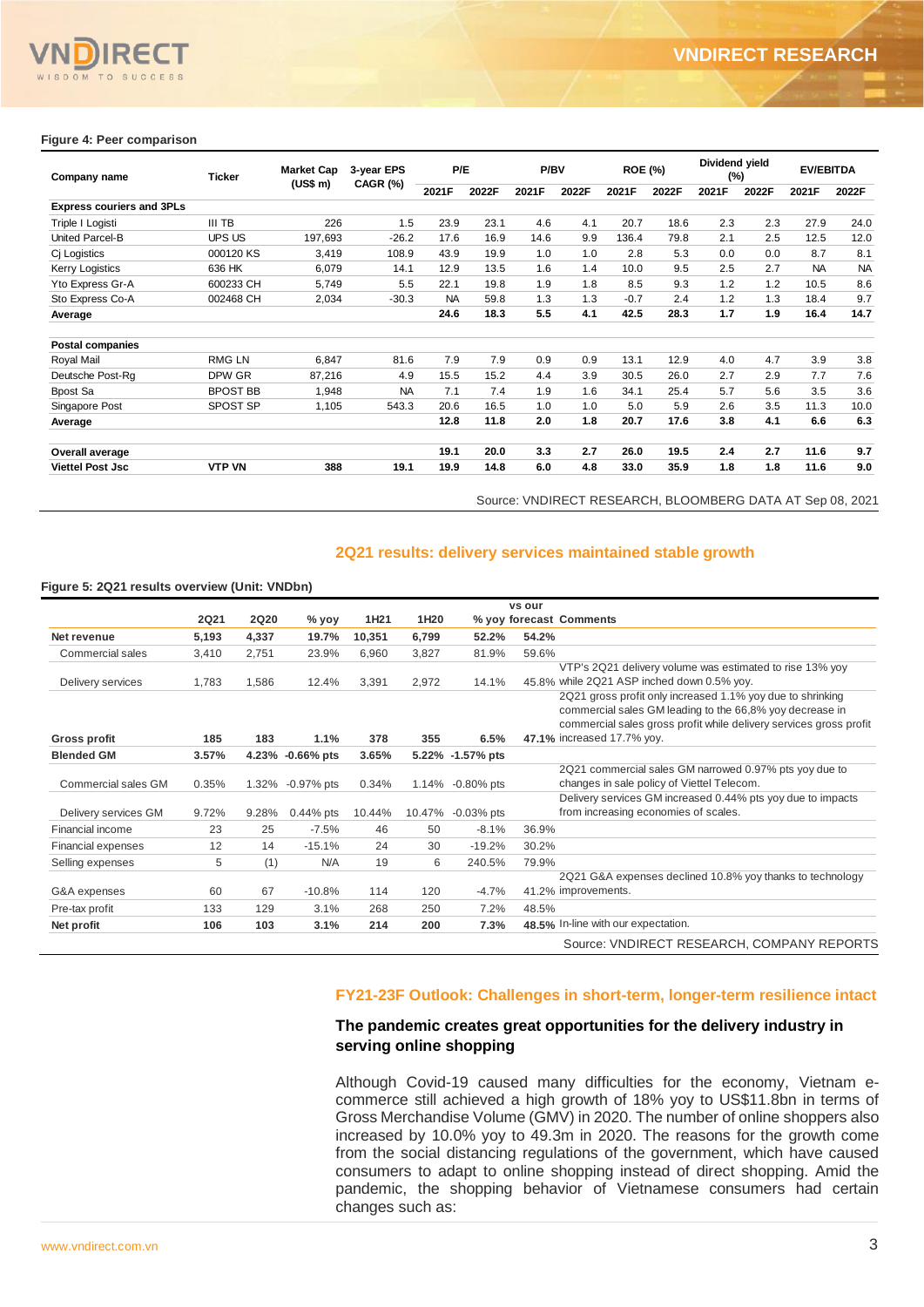**Figure 4: Peer comparison**

| Company name | Ticker | Market Cap (US$ m) | 3-year EPS CAGR (%) | P/E | | P/BV | | ROE (%) | | Dividend yield (%) | | EV/EBITDA | |
|---|---|---|---|---|---|---|---|---|---|---|---|---|---|
| | | | | 2021F | 2022F | 2021F | 2022F | 2021F | 2022F | 2021F | 2022F | 2021F | 2022F |
| **Express couriers and 3PLs** | | | | | | | | | | | | | |
| Triple I Logisti | III TB | 226 | 1.5 | 23.9 | 23.1 | 4.6 | 4.1 | 20.7 | 18.6 | 2.3 | 2.3 | 27.9 | 24.0 |
| United Parcel-B | UPS US | 197,693 | -26.2 | 17.6 | 16.9 | 14.6 | 9.9 | 136.4 | 79.8 | 2.1 | 2.5 | 12.5 | 12.0 |
| Cj Logistics | 000120 KS | 3,419 | 108.9 | 43.9 | 19.9 | 1.0 | 1.0 | 2.8 | 5.3 | 0.0 | 0.0 | 8.7 | 8.1 |
| Kerry Logistics | 636 HK | 6,079 | 14.1 | 12.9 | 13.5 | 1.6 | 1.4 | 10.0 | 9.5 | 2.5 | 2.7 | NA | NA |
| Yto Express Gr-A | 600233 CH | 5,749 | 5.5 | 22.1 | 19.8 | 1.9 | 1.8 | 8.5 | 9.3 | 1.2 | 1.2 | 10.5 | 8.6 |
| Sto Express Co-A | 002468 CH | 2,034 | -30.3 | NA | 59.8 | 1.3 | 1.3 | -0.7 | 2.4 | 1.2 | 1.3 | 18.4 | 9.7 |
| **Average** | | | | **24.6** | **18.3** | **5.5** | **4.1** | **42.5** | **28.3** | **1.7** | **1.9** | **16.4** | **14.7** |
| **Postal companies** | | | | | | | | | | | | | |
| Royal Mail | RMG LN | 6,847 | 81.6 | 7.9 | 7.9 | 0.9 | 0.9 | 13.1 | 12.9 | 4.0 | 4.7 | 3.9 | 3.8 |
| Deutsche Post-Rg | DPW GR | 87,216 | 4.9 | 15.5 | 15.2 | 4.4 | 3.9 | 30.5 | 26.0 | 2.7 | 2.9 | 7.7 | 7.6 |
| Bpost Sa | BPOST BB | 1,948 | NA | 7.1 | 7.4 | 1.9 | 1.6 | 34.1 | 25.4 | 5.7 | 5.6 | 3.5 | 3.6 |
| Singapore Post | SPOST SP | 1,105 | 543.3 | 20.6 | 16.5 | 1.0 | 1.0 | 5.0 | 5.9 | 2.6 | 3.5 | 11.3 | 10.0 |
| **Average** | | | | **12.8** | **11.8** | **2.0** | **1.8** | **20.7** | **17.6** | **3.8** | **4.1** | **6.6** | **6.3** |
| **Overall average** | | | | **19.1** | **20.0** | **3.3** | **2.7** | **26.0** | **19.5** | **2.4** | **2.7** | **11.6** | **9.7** |
| **Viettel Post Jsc** | **VTP VN** | **388** | **19.1** | **19.9** | **14.8** | **6.0** | **4.8** | **33.0** | **35.9** | **1.8** | **1.8** | **11.6** | **9.0** |

Source: VNDIRECT RESEARCH, BLOOMBERG DATA AT Sep 08, 2021

## 2Q21 results: delivery services maintained stable growth

**Figure 5: 2Q21 results overview (Unit: VNDbn)**

| | 2Q21 | 2Q20 | % yoy | 1H21 | 1H20 | % yoy | vs our forecast | Comments |
|---|---|---|---|---|---|---|---|---|
| **Net revenue** | **5,193** | **4,337** | **19.7%** | **10,351** | **6,799** | **52.2%** | **54.2%** | |
| Commercial sales | 3,410 | 2,751 | 23.9% | 6,960 | 3,827 | 81.9% | 59.6% | |
| Delivery services | 1,783 | 1,586 | 12.4% | 3,391 | 2,972 | 14.1% | 45.8% | VTP's 2Q21 delivery volume was estimated to rise 13% yoy while 2Q21 ASP inched down 0.5% yoy. |
| **Gross profit** | **185** | **183** | **1.1%** | **378** | **355** | **6.5%** | **47.1%** | 2Q21 gross profit only increased 1.1% yoy due to shrinking commercial sales GM leading to the 66,8% yoy decrease in commercial sales gross profit while delivery services gross profit increased 17.7% yoy. |
| **Blended GM** | **3.57%** | **4.23%** | **-0.66% pts** | **3.65%** | **5.22%** | **-1.57% pts** | | |
| Commercial sales GM | 0.35% | 1.32% | -0.97% pts | 0.34% | 1.14% | -0.80% pts | | 2Q21 commercial sales GM narrowed 0.97% pts yoy due to changes in sale policy of Viettel Telecom. |
| Delivery services GM | 9.72% | 9.28% | 0.44% pts | 10.44% | 10.47% | -0.03% pts | | Delivery services GM increased 0.44% pts yoy due to impacts from increasing economies of scales. |
| Financial income | 23 | 25 | -7.5% | 46 | 50 | -8.1% | 36.9% | |
| Financial expenses | 12 | 14 | -15.1% | 24 | 30 | -19.2% | 30.2% | |
| Selling expenses | 5 | (1) | N/A | 19 | 6 | 240.5% | 79.9% | |
| G&A expenses | 60 | 67 | -10.8% | 114 | 120 | -4.7% | 41.2% | 2Q21 G&A expenses declined 10.8% yoy thanks to technology improvements. |
| Pre-tax profit | 133 | 129 | 3.1% | 268 | 250 | 7.2% | 48.5% | |
| **Net profit** | **106** | **103** | **3.1%** | **214** | **200** | **7.3%** | **48.5%** | In-line with our expectation. |

Source: VNDIRECT RESEARCH, COMPANY REPORTS

## FY21-23F Outlook: Challenges in short-term, longer-term resilience intact

### The pandemic creates great opportunities for the delivery industry in serving online shopping

Although Covid-19 caused many difficulties for the economy, Vietnam e-commerce still achieved a high growth of 18% yoy to US$11.8bn in terms of Gross Merchandise Volume (GMV) in 2020. The number of online shoppers also increased by 10.0% yoy to 49.3m in 2020. The reasons for the growth come from the social distancing regulations of the government, which have caused consumers to adapt to online shopping instead of direct shopping. Amid the pandemic, the shopping behavior of Vietnamese consumers had certain changes such as: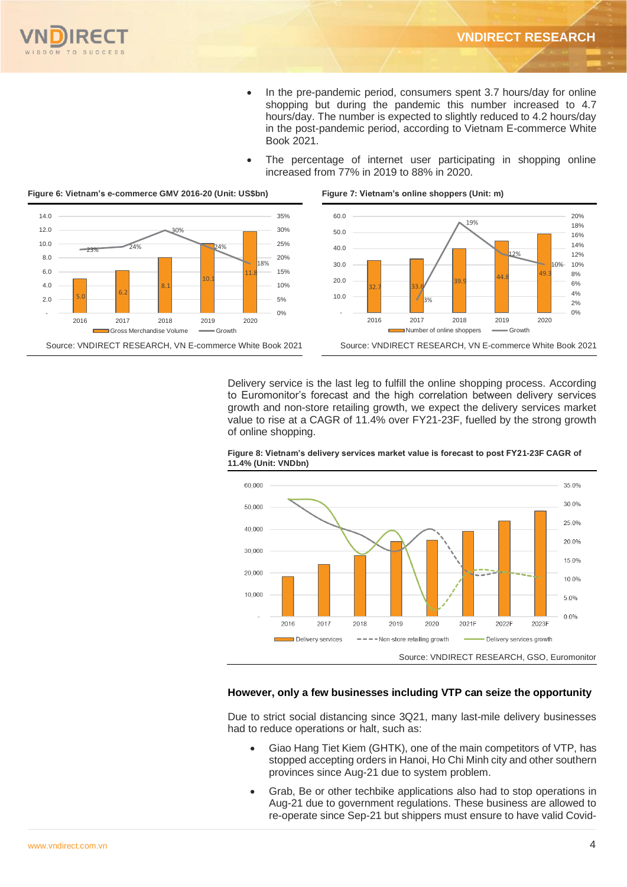- In the pre-pandemic period, consumers spent 3.7 hours/day for online shopping but during the pandemic this number increased to 4.7 hours/day. The number is expected to slightly reduced to 4.2 hours/day in the post-pandemic period, according to Vietnam E-commerce White Book 2021.
- The percentage of internet user participating in shopping online increased from 77% in 2019 to 88% in 2020.

**Figure 6: Vietnam's e-commerce GMV 2016-20 (Unit: US$bn)**

| | 2016 | 2017 | 2018 | 2019 | 2020 |
|---|---|---|---|---|---|
| Gross Merchandise Volume | 5.0 | 6.2 | 8.1 | 10.1 | 11.8 |
| Growth | 23% | 24% | 30% | 24% | 18% |

Source: VNDIRECT RESEARCH, VN E-commerce White Book 2021

**Figure 7: Vietnam's online shoppers (Unit: m)**

| | 2016 | 2017 | 2018 | 2019 | 2020 |
|---|---|---|---|---|---|
| Number of online shoppers | 32.7 | 33.6 | 39.9 | 44.8 | 49.3 |
| Growth | | 3% | 19% | 12% | 10% |

Source: VNDIRECT RESEARCH, VN E-commerce White Book 2021

Delivery service is the last leg to fulfill the online shopping process. According to Euromonitor's forecast and the high correlation between delivery services growth and non-store retailing growth, we expect the delivery services market value to rise at a CAGR of 11.4% over FY21-23F, fuelled by the strong growth of online shopping.

**Figure 8: Vietnam's delivery services market value is forecast to post FY21-23F CAGR of 11.4% (Unit: VNDbn)**

Legend: Delivery services; Non-store retailing growth; Delivery services growth (2016–2023F)

Source: VNDIRECT RESEARCH, GSO, Euromonitor

### However, only a few businesses including VTP can seize the opportunity

Due to strict social distancing since 3Q21, many last-mile delivery businesses had to reduce operations or halt, such as:

- Giao Hang Tiet Kiem (GHTK), one of the main competitors of VTP, has stopped accepting orders in Hanoi, Ho Chi Minh city and other southern provinces since Aug-21 due to system problem.
- Grab, Be or other techbike applications also had to stop operations in Aug-21 due to government regulations. These business are allowed to re-operate since Sep-21 but shippers must ensure to have valid Covid-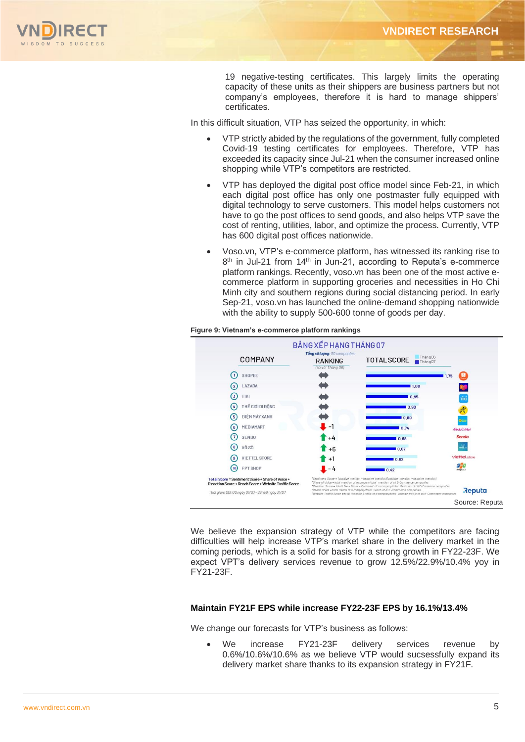19 negative-testing certificates. This largely limits the operating capacity of these units as their shippers are business partners but not company's employees, therefore it is hard to manage shippers' certificates.

In this difficult situation, VTP has seized the opportunity, in which:

- VTP strictly abided by the regulations of the government, fully completed Covid-19 testing certificates for employees. Therefore, VTP has exceeded its capacity since Jul-21 when the consumer increased online shopping while VTP's competitors are restricted.
- VTP has deployed the digital post office model since Feb-21, in which each digital post office has only one postmaster fully equipped with digital technology to serve customers. This model helps customers not have to go the post offices to send goods, and also helps VTP save the cost of renting, utilities, labor, and optimize the process. Currently, VTP has 600 digital post offices nationwide.
- Voso.vn, VTP's e-commerce platform, has witnessed its ranking rise to 8th in Jul-21 from 14th in Jun-21, according to Reputa's e-commerce platform rankings. Recently, voso.vn has been one of the most active e-commerce platform in supporting groceries and necessities in Ho Chi Minh city and southern regions during social distancing period. In early Sep-21, voso.vn has launched the online-demand shopping nationwide with the ability to supply 500-600 tonne of goods per day.

**Figure 9: Vietnam's e-commerce platform rankings**

BẢNG XẾP HẠNG THÁNG 07

| COMPANY | RANKING (so với Tháng 06) | TOTAL SCORE |
|---|---|---|
| 1 SHOPEE | ⇔ | 1.75 |
| 2 LAZADA | ⇔ | 1.00 |
| 3 TIKI | ⇔ | 0.95 |
| 4 THẾ GIỚI DI ĐỘNG | ⇔ | 0.90 |
| 5 ĐIỆN MÁY XANH | ⇔ | 0.80 |
| 6 MEDIAMART | -1 | 0.74 |
| 7 SENDO | +4 | 0.68 |
| 8 VỎ SÒ | +6 | 0.67 |
| 9 VIETTEL STORE | +1 | 0.62 |
| 10 FPT SHOP | -4 | 0.42 |

Total Score = Sentiment Score + Share of Voice + Reaction Score + Reach Score + Website Traffic Score

Thời gian: 00h00 ngày 01/07 - 23h59 ngày 31/07

Source: Reputa

We believe the expansion strategy of VTP while the competitors are facing difficulties will help increase VTP's market share in the delivery market in the coming periods, which is a solid for basis for a strong growth in FY22-23F. We expect VPT's delivery services revenue to grow 12.5%/22.9%/10.4% yoy in FY21-23F.

**Maintain FY21F EPS while increase FY22-23F EPS by 16.1%/13.4%**

We change our forecasts for VTP's business as follows:

- We increase FY21-23F delivery services revenue by 0.6%/10.6%/10.6% as we believe VTP would sucsessfully expand its delivery market share thanks to its expansion strategy in FY21F.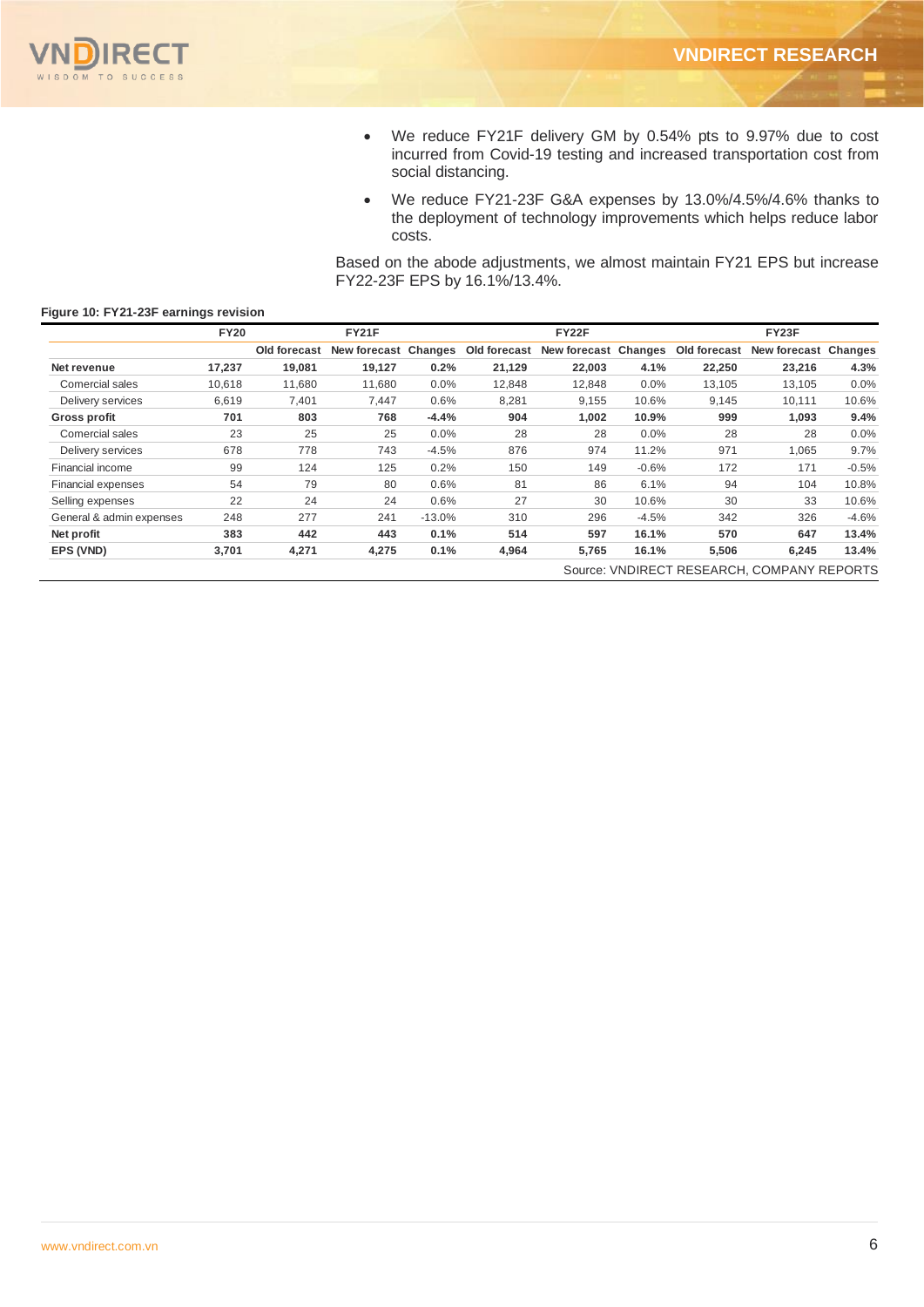- We reduce FY21F delivery GM by 0.54% pts to 9.97% due to cost incurred from Covid-19 testing and increased transportation cost from social distancing.
- We reduce FY21-23F G&A expenses by 13.0%/4.5%/4.6% thanks to the deployment of technology improvements which helps reduce labor costs.

Based on the abode adjustments, we almost maintain FY21 EPS but increase FY22-23F EPS by 16.1%/13.4%.

**Figure 10: FY21-23F earnings revision**

| | FY20 | FY21F | | | FY22F | | | FY23F | | |
|---|---|---|---|---|---|---|---|---|---|---|
| | | Old forecast | New forecast | Changes | Old forecast | New forecast | Changes | Old forecast | New forecast | Changes |
| **Net revenue** | **17,237** | **19,081** | **19,127** | **0.2%** | **21,129** | **22,003** | **4.1%** | **22,250** | **23,216** | **4.3%** |
| Comercial sales | 10,618 | 11,680 | 11,680 | 0.0% | 12,848 | 12,848 | 0.0% | 13,105 | 13,105 | 0.0% |
| Delivery services | 6,619 | 7,401 | 7,447 | 0.6% | 8,281 | 9,155 | 10.6% | 9,145 | 10,111 | 10.6% |
| **Gross profit** | **701** | **803** | **768** | **-4.4%** | **904** | **1,002** | **10.9%** | **999** | **1,093** | **9.4%** |
| Comercial sales | 23 | 25 | 25 | 0.0% | 28 | 28 | 0.0% | 28 | 28 | 0.0% |
| Delivery services | 678 | 778 | 743 | -4.5% | 876 | 974 | 11.2% | 971 | 1,065 | 9.7% |
| Financial income | 99 | 124 | 125 | 0.2% | 150 | 149 | -0.6% | 172 | 171 | -0.5% |
| Financial expenses | 54 | 79 | 80 | 0.6% | 81 | 86 | 6.1% | 94 | 104 | 10.8% |
| Selling expenses | 22 | 24 | 24 | 0.6% | 27 | 30 | 10.6% | 30 | 33 | 10.6% |
| General & admin expenses | 248 | 277 | 241 | -13.0% | 310 | 296 | -4.5% | 342 | 326 | -4.6% |
| **Net profit** | **383** | **442** | **443** | **0.1%** | **514** | **597** | **16.1%** | **570** | **647** | **13.4%** |
| **EPS (VND)** | **3,701** | **4,271** | **4,275** | **0.1%** | **4,964** | **5,765** | **16.1%** | **5,506** | **6,245** | **13.4%** |

Source: VNDIRECT RESEARCH, COMPANY REPORTS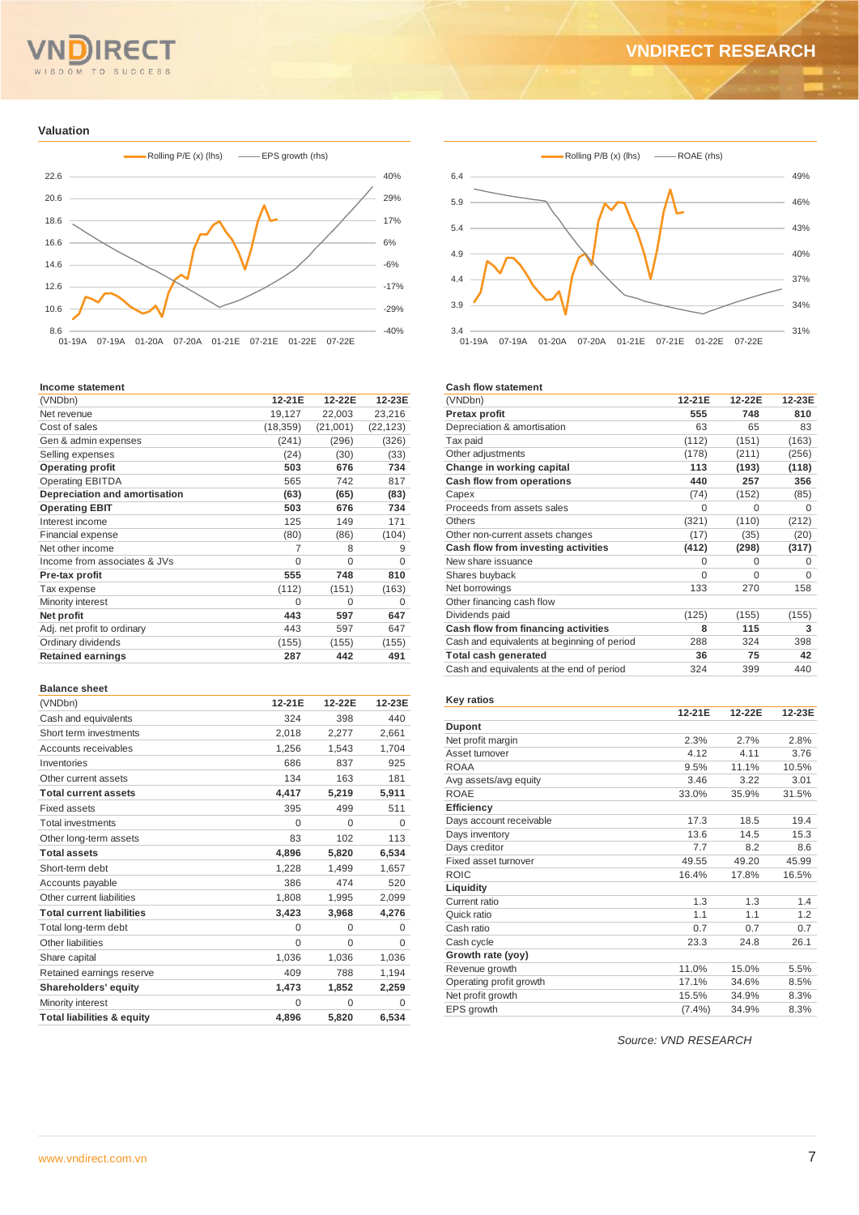## Valuation

Rolling P/E (x) (lhs) — EPS growth (rhs)

Rolling P/B (x) (lhs) — ROAE (rhs)

### Income statement

| (VNDbn) | 12-21E | 12-22E | 12-23E |
|---|---|---|---|
| Net revenue | 19,127 | 22,003 | 23,216 |
| Cost of sales | (18,359) | (21,001) | (22,123) |
| Gen & admin expenses | (241) | (296) | (326) |
| Selling expenses | (24) | (30) | (33) |
| **Operating profit** | **503** | **676** | **734** |
| Operating EBITDA | 565 | 742 | 817 |
| **Depreciation and amortisation** | **(63)** | **(65)** | **(83)** |
| **Operating EBIT** | **503** | **676** | **734** |
| Interest income | 125 | 149 | 171 |
| Financial expense | (80) | (86) | (104) |
| Net other income | 7 | 8 | 9 |
| Income from associates & JVs | 0 | 0 | 0 |
| **Pre-tax profit** | **555** | **748** | **810** |
| Tax expense | (112) | (151) | (163) |
| Minority interest | 0 | 0 | 0 |
| **Net profit** | **443** | **597** | **647** |
| Adj. net profit to ordinary | 443 | 597 | 647 |
| Ordinary dividends | (155) | (155) | (155) |
| **Retained earnings** | **287** | **442** | **491** |

### Balance sheet

| (VNDbn) | 12-21E | 12-22E | 12-23E |
|---|---|---|---|
| Cash and equivalents | 324 | 398 | 440 |
| Short term investments | 2,018 | 2,277 | 2,661 |
| Accounts receivables | 1,256 | 1,543 | 1,704 |
| Inventories | 686 | 837 | 925 |
| Other current assets | 134 | 163 | 181 |
| **Total current assets** | **4,417** | **5,219** | **5,911** |
| Fixed assets | 395 | 499 | 511 |
| Total investments | 0 | 0 | 0 |
| Other long-term assets | 83 | 102 | 113 |
| **Total assets** | **4,896** | **5,820** | **6,534** |
| Short-term debt | 1,228 | 1,499 | 1,657 |
| Accounts payable | 386 | 474 | 520 |
| Other current liabilities | 1,808 | 1,995 | 2,099 |
| **Total current liabilities** | **3,423** | **3,968** | **4,276** |
| Total long-term debt | 0 | 0 | 0 |
| Other liabilities | 0 | 0 | 0 |
| Share capital | 1,036 | 1,036 | 1,036 |
| Retained earnings reserve | 409 | 788 | 1,194 |
| **Shareholders' equity** | **1,473** | **1,852** | **2,259** |
| Minority interest | 0 | 0 | 0 |
| **Total liabilities & equity** | **4,896** | **5,820** | **6,534** |

### Cash flow statement

| (VNDbn) | 12-21E | 12-22E | 12-23E |
|---|---|---|---|
| **Pretax profit** | **555** | **748** | **810** |
| Depreciation & amortisation | 63 | 65 | 83 |
| Tax paid | (112) | (151) | (163) |
| Other adjustments | (178) | (211) | (256) |
| **Change in working capital** | **113** | **(193)** | **(118)** |
| **Cash flow from operations** | **440** | **257** | **356** |
| Capex | (74) | (152) | (85) |
| Proceeds from assets sales | 0 | 0 | 0 |
| Others | (321) | (110) | (212) |
| Other non-current assets changes | (17) | (35) | (20) |
| **Cash flow from investing activities** | **(412)** | **(298)** | **(317)** |
| New share issuance | 0 | 0 | 0 |
| Shares buyback | 0 | 0 | 0 |
| Net borrowings | 133 | 270 | 158 |
| Other financing cash flow | | | |
| Dividends paid | (125) | (155) | (155) |
| **Cash flow from financing activities** | **8** | **115** | **3** |
| Cash and equivalents at beginning of period | 288 | 324 | 398 |
| **Total cash generated** | **36** | **75** | **42** |
| Cash and equivalents at the end of period | 324 | 399 | 440 |

### Key ratios

| | 12-21E | 12-22E | 12-23E |
|---|---|---|---|
| **Dupont** | | | |
| Net profit margin | 2.3% | 2.7% | 2.8% |
| Asset turnover | 4.12 | 4.11 | 3.76 |
| ROAA | 9.5% | 11.1% | 10.5% |
| Avg assets/avg equity | 3.46 | 3.22 | 3.01 |
| ROAE | 33.0% | 35.9% | 31.5% |
| **Efficiency** | | | |
| Days account receivable | 17.3 | 18.5 | 19.4 |
| Days inventory | 13.6 | 14.5 | 15.3 |
| Days creditor | 7.7 | 8.2 | 8.6 |
| Fixed asset turnover | 49.55 | 49.20 | 45.99 |
| ROIC | 16.4% | 17.8% | 16.5% |
| **Liquidity** | | | |
| Current ratio | 1.3 | 1.3 | 1.4 |
| Quick ratio | 1.1 | 1.1 | 1.2 |
| Cash ratio | 0.7 | 0.7 | 0.7 |
| Cash cycle | 23.3 | 24.8 | 26.1 |
| **Growth rate (yoy)** | | | |
| Revenue growth | 11.0% | 15.0% | 5.5% |
| Operating profit growth | 17.1% | 34.6% | 8.5% |
| Net profit growth | 15.5% | 34.9% | 8.3% |
| EPS growth | (7.4%) | 34.9% | 8.3% |

*Source: VND RESEARCH*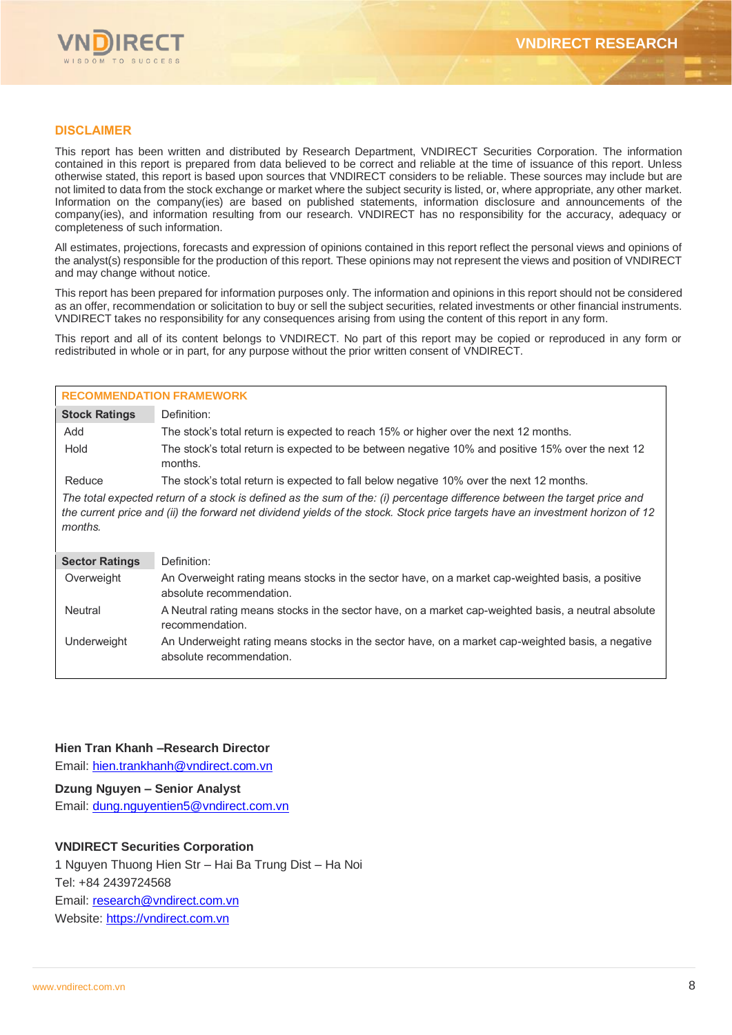## DISCLAIMER

This report has been written and distributed by Research Department, VNDIRECT Securities Corporation. The information contained in this report is prepared from data believed to be correct and reliable at the time of issuance of this report. Unless otherwise stated, this report is based upon sources that VNDIRECT considers to be reliable. These sources may include but are not limited to data from the stock exchange or market where the subject security is listed, or, where appropriate, any other market. Information on the company(ies) are based on published statements, information disclosure and announcements of the company(ies), and information resulting from our research. VNDIRECT has no responsibility for the accuracy, adequacy or completeness of such information.

All estimates, projections, forecasts and expression of opinions contained in this report reflect the personal views and opinions of the analyst(s) responsible for the production of this report. These opinions may not represent the views and position of VNDIRECT and may change without notice.

This report has been prepared for information purposes only. The information and opinions in this report should not be considered as an offer, recommendation or solicitation to buy or sell the subject securities, related investments or other financial instruments. VNDIRECT takes no responsibility for any consequences arising from using the content of this report in any form.

This report and all of its content belongs to VNDIRECT. No part of this report may be copied or reproduced in any form or redistributed in whole or in part, for any purpose without the prior written consent of VNDIRECT.

### RECOMMENDATION FRAMEWORK

| **Stock Ratings** | Definition: |
|---|---|
| Add | The stock's total return is expected to reach 15% or higher over the next 12 months. |
| Hold | The stock's total return is expected to be between negative 10% and positive 15% over the next 12 months. |
| Reduce | The stock's total return is expected to fall below negative 10% over the next 12 months. |

*The total expected return of a stock is defined as the sum of the: (i) percentage difference between the target price and the current price and (ii) the forward net dividend yields of the stock. Stock price targets have an investment horizon of 12 months.*

| **Sector Ratings** | Definition: |
|---|---|
| Overweight | An Overweight rating means stocks in the sector have, on a market cap-weighted basis, a positive absolute recommendation. |
| Neutral | A Neutral rating means stocks in the sector have, on a market cap-weighted basis, a neutral absolute recommendation. |
| Underweight | An Underweight rating means stocks in the sector have, on a market cap-weighted basis, a negative absolute recommendation. |

**Hien Tran Khanh –Research Director**
Email: hien.trankhanh@vndirect.com.vn

**Dzung Nguyen – Senior Analyst**
Email: dung.nguyentien5@vndirect.com.vn

**VNDIRECT Securities Corporation**
1 Nguyen Thuong Hien Str – Hai Ba Trung Dist – Ha Noi
Tel: +84 2439724568
Email: research@vndirect.com.vn
Website: https://vndirect.com.vn